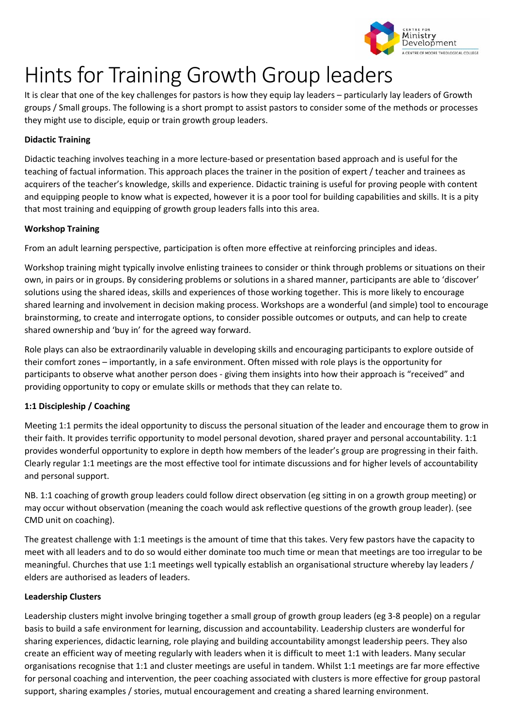# Hints for Training Growth Group leaders

It is clear that one of the key challenges for pastors is how they equip lay leaders – particularly lay leaders of Growth groups / Small groups. The following is a short prompt to assist pastors to consider some of the methods or processes they might use to disciple, equip or train growth group leaders.

**Didactic Training**

Didactic teaching involves teaching in a more lecture-based or presentation based approach and is useful for the teaching of factual information. This approach places the trainer in the position of expert / teacher and trainees as acquirers of the teacher's knowledge, skills and experience. Didactic training is useful for proving people with content and equipping people to know what is expected, however it is a poor tool for building capabilities and skills. It is a pity that most training and equipping of growth group leaders falls into this area.

**Workshop Training**

From an adult learning perspective, participation is often more effective at reinforcing principles and ideas.

Workshop training might typically involve enlisting trainees to consider or think through problems or situations on their own, in pairs or in groups. By considering problems or solutions in a shared manner, participants are able to 'discover' solutions using the shared ideas, skills and experiences of those working together. This is more likely to encourage shared learning and involvement in decision making process. Workshops are a wonderful (and simple) tool to encourage brainstorming, to create and interrogate options, to consider possible outcomes or outputs, and can help to create shared ownership and 'buy in' for the agreed way forward.

Role plays can also be extraordinarily valuable in developing skills and encouraging participants to explore outside of their comfort zones – importantly, in a safe environment. Often missed with role plays is the opportunity for participants to observe what another person does - giving them insights into how their approach is "received" and providing opportunity to copy or emulate skills or methods that they can relate to.

**1:1 Discipleship / Coaching**

Meeting 1:1 permits the ideal opportunity to discuss the personal situation of the leader and encourage them to grow in their faith. It provides terrific opportunity to model personal devotion, shared prayer and personal accountability. 1:1 provides wonderful opportunity to explore in depth how members of the leader's group are progressing in their faith. Clearly regular 1:1 meetings are the most effective tool for intimate discussions and for higher levels of accountability and personal support.

NB. 1:1 coaching of growth group leaders could follow direct observation (eg sitting in on a growth group meeting) or may occur without observation (meaning the coach would ask reflective questions of the growth group leader). (see CMD unit on coaching).

The greatest challenge with 1:1 meetings is the amount of time that this takes. Very few pastors have the capacity to meet with all leaders and to do so would either dominate too much time or mean that meetings are too irregular to be meaningful. Churches that use 1:1 meetings well typically establish an organisational structure whereby lay leaders / elders are authorised as leaders of leaders.

**Leadership Clusters**

Leadership clusters might involve bringing together a small group of growth group leaders (eg 3-8 people) on a regular basis to build a safe environment for learning, discussion and accountability. Leadership clusters are wonderful for sharing experiences, didactic learning, role playing and building accountability amongst leadership peers. They also create an efficient way of meeting regularly with leaders when it is difficult to meet 1:1 with leaders. Many secular organisations recognise that 1:1 and cluster meetings are useful in tandem. Whilst 1:1 meetings are far more effective for personal coaching and intervention, the peer coaching associated with clusters is more effective for group pastoral support, sharing examples / stories, mutual encouragement and creating a shared learning environment.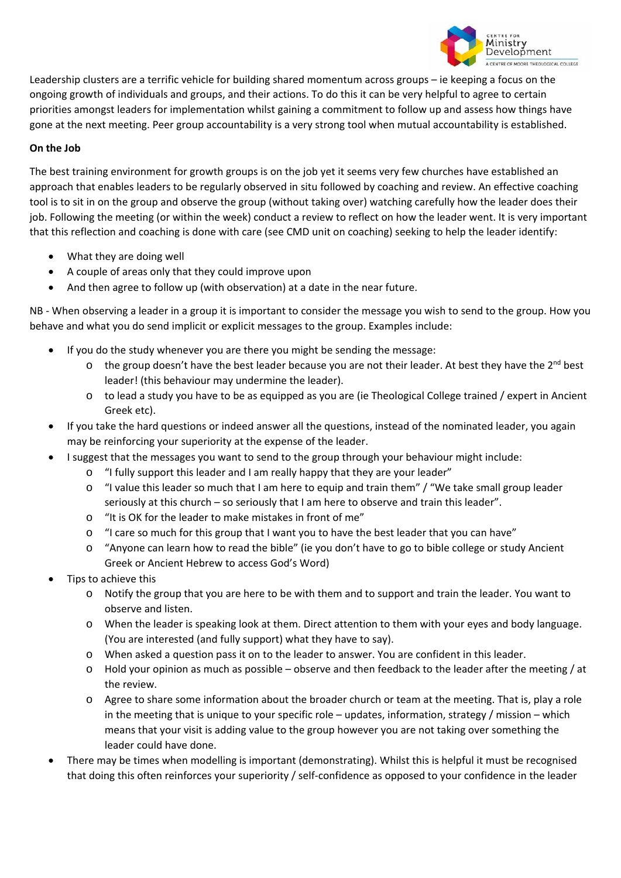Leadership clusters are a terrific vehicle for building shared momentum across groups – ie keeping a focus on the ongoing growth of individuals and groups, and their actions. To do this it can be very helpful to agree to certain priorities amongst leaders for implementation whilst gaining a commitment to follow up and assess how things have gone at the next meeting. Peer group accountability is a very strong tool when mutual accountability is established.

**On the Job**

The best training environment for growth groups is on the job yet it seems very few churches have established an approach that enables leaders to be regularly observed in situ followed by coaching and review. An effective coaching tool is to sit in on the group and observe the group (without taking over) watching carefully how the leader does their job. Following the meeting (or within the week) conduct a review to reflect on how the leader went. It is very important that this reflection and coaching is done with care (see CMD unit on coaching) seeking to help the leader identify:

- What they are doing well
- A couple of areas only that they could improve upon
- And then agree to follow up (with observation) at a date in the near future.

NB - When observing a leader in a group it is important to consider the message you wish to send to the group. How you behave and what you do send implicit or explicit messages to the group. Examples include:

- If you do the study whenever you are there you might be sending the message:
  - the group doesn't have the best leader because you are not their leader. At best they have the 2nd best leader! (this behaviour may undermine the leader).
  - to lead a study you have to be as equipped as you are (ie Theological College trained / expert in Ancient Greek etc).
- If you take the hard questions or indeed answer all the questions, instead of the nominated leader, you again may be reinforcing your superiority at the expense of the leader.
- I suggest that the messages you want to send to the group through your behaviour might include:
  - "I fully support this leader and I am really happy that they are your leader"
  - "I value this leader so much that I am here to equip and train them" / "We take small group leader seriously at this church – so seriously that I am here to observe and train this leader".
  - "It is OK for the leader to make mistakes in front of me"
  - "I care so much for this group that I want you to have the best leader that you can have"
  - "Anyone can learn how to read the bible" (ie you don't have to go to bible college or study Ancient Greek or Ancient Hebrew to access God's Word)
- Tips to achieve this
  - Notify the group that you are here to be with them and to support and train the leader. You want to observe and listen.
  - When the leader is speaking look at them. Direct attention to them with your eyes and body language. (You are interested (and fully support) what they have to say).
  - When asked a question pass it on to the leader to answer. You are confident in this leader.
  - Hold your opinion as much as possible – observe and then feedback to the leader after the meeting / at the review.
  - Agree to share some information about the broader church or team at the meeting. That is, play a role in the meeting that is unique to your specific role – updates, information, strategy / mission – which means that your visit is adding value to the group however you are not taking over something the leader could have done.
- There may be times when modelling is important (demonstrating). Whilst this is helpful it must be recognised that doing this often reinforces your superiority / self-confidence as opposed to your confidence in the leader